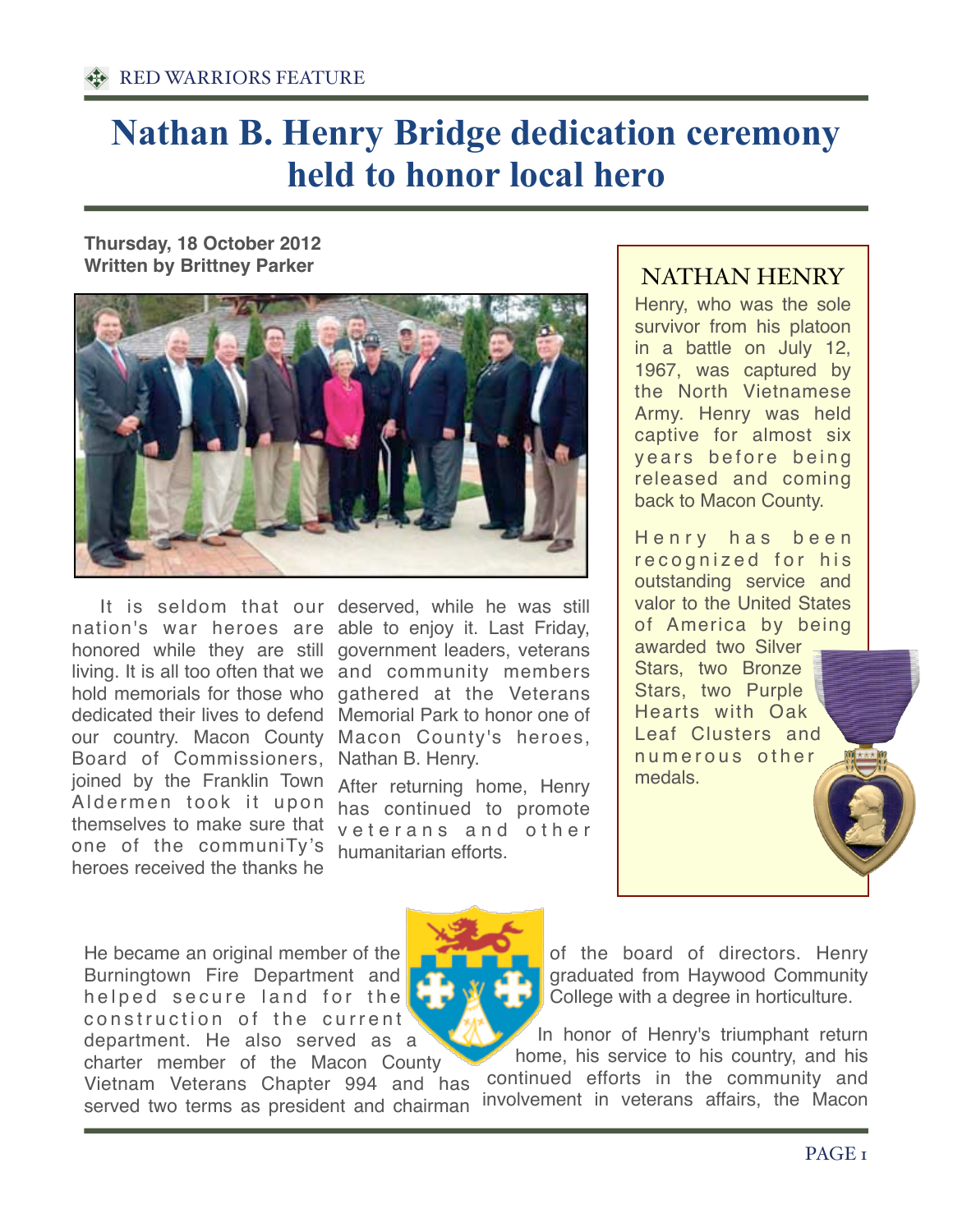RED WARRIORS FEATURE

# Nathan B. Henry Bridge dedication ceremony held to honor local hero

**Thursday, 18 October 2012**
**Written by Brittney Parker**

It is seldom that our nation's war heroes are honored while they are still living. It is all too often that we hold memorials for those who dedicated their lives to defend our country. Macon County Board of Commissioners, joined by the Franklin Town Aldermen took it upon themselves to make sure that one of the communiTy's heroes received the thanks he deserved, while he was still able to enjoy it. Last Friday, government leaders, veterans and community members gathered at the Veterans Memorial Park to honor one of Macon County's heroes, Nathan B. Henry.

After returning home, Henry has continued to promote veterans and other humanitarian efforts.

## NATHAN HENRY

Henry, who was the sole survivor from his platoon in a battle on July 12, 1967, was captured by the North Vietnamese Army. Henry was held captive for almost six years before being released and coming back to Macon County.

Henry has been recognized for his outstanding service and valor to the United States of America by being awarded two Silver Stars, two Bronze Stars, two Purple Hearts with Oak Leaf Clusters and numerous other medals.

He became an original member of the Burningtown Fire Department and helped secure land for the construction of the current department. He also served as a charter member of the Macon County Vietnam Veterans Chapter 994 and has served two terms as president and chairman of the board of directors. Henry graduated from Haywood Community College with a degree in horticulture.

In honor of Henry's triumphant return home, his service to his country, and his continued efforts in the community and involvement in veterans affairs, the Macon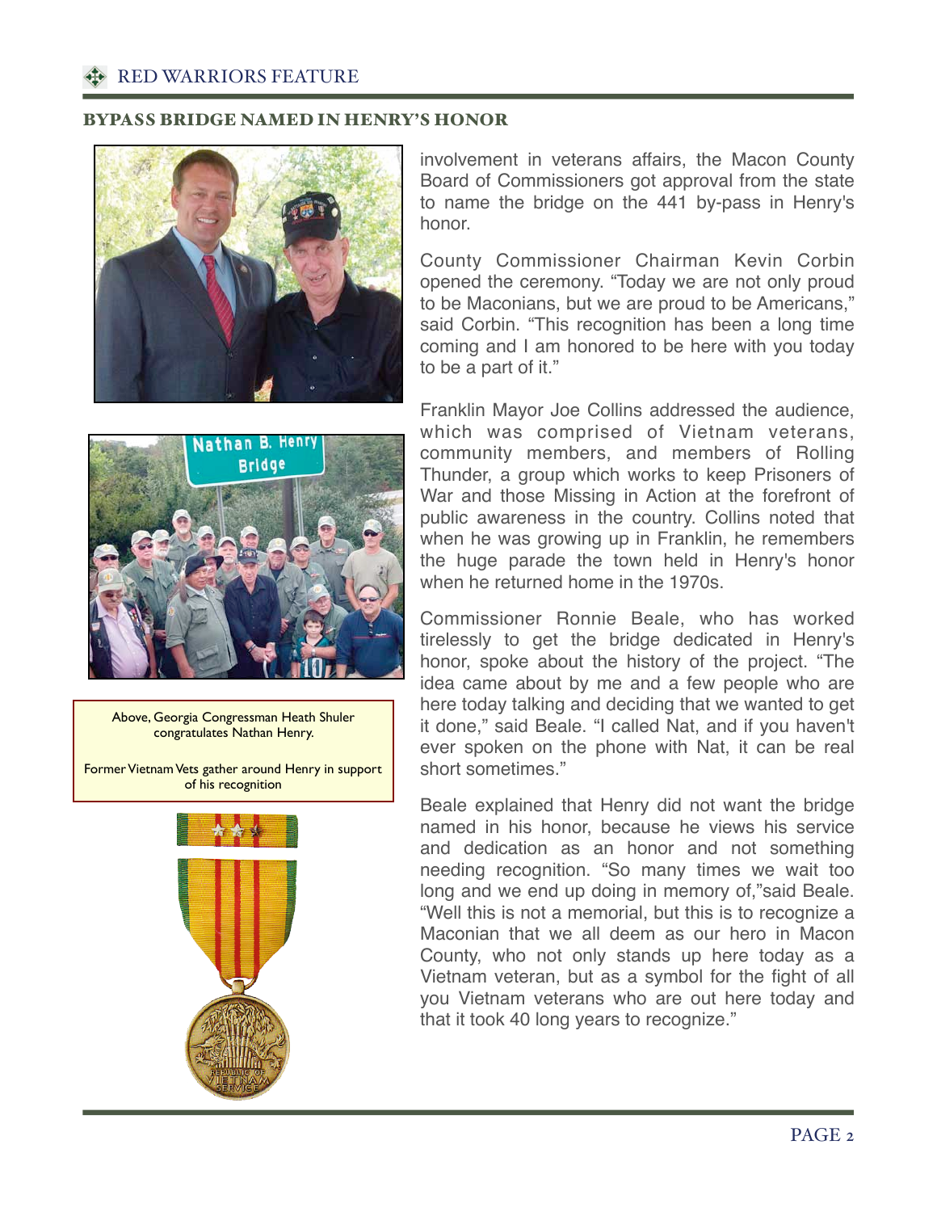## BYPASS BRIDGE NAMED IN HENRY'S HONOR

Above, Georgia Congressman Heath Shuler congratulates Nathan Henry.

Former Vietnam Vets gather around Henry in support of his recognition

involvement in veterans affairs, the Macon County Board of Commissioners got approval from the state to name the bridge on the 441 by-pass in Henry's honor.

County Commissioner Chairman Kevin Corbin opened the ceremony. "Today we are not only proud to be Maconians, but we are proud to be Americans," said Corbin. "This recognition has been a long time coming and I am honored to be here with you today to be a part of it."

Franklin Mayor Joe Collins addressed the audience, which was comprised of Vietnam veterans, community members, and members of Rolling Thunder, a group which works to keep Prisoners of War and those Missing in Action at the forefront of public awareness in the country. Collins noted that when he was growing up in Franklin, he remembers the huge parade the town held in Henry's honor when he returned home in the 1970s.

Commissioner Ronnie Beale, who has worked tirelessly to get the bridge dedicated in Henry's honor, spoke about the history of the project. "The idea came about by me and a few people who are here today talking and deciding that we wanted to get it done," said Beale. "I called Nat, and if you haven't ever spoken on the phone with Nat, it can be real short sometimes."

Beale explained that Henry did not want the bridge named in his honor, because he views his service and dedication as an honor and not something needing recognition. "So many times we wait too long and we end up doing in memory of,"said Beale. "Well this is not a memorial, but this is to recognize a Maconian that we all deem as our hero in Macon County, who not only stands up here today as a Vietnam veteran, but as a symbol for the fight of all you Vietnam veterans who are out here today and that it took 40 long years to recognize."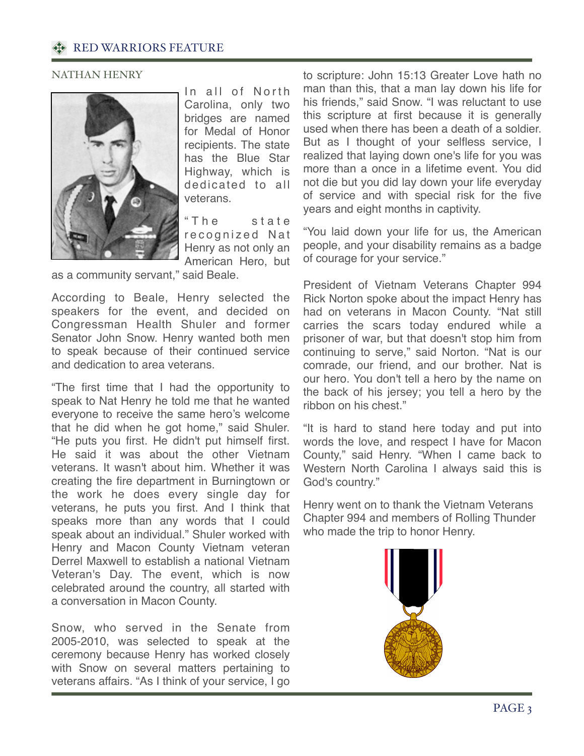## NATHAN HENRY

In all of North Carolina, only two bridges are named for Medal of Honor recipients. The state has the Blue Star Highway, which is dedicated to all veterans.

"The state recognized Nat Henry as not only an American Hero, but as a community servant," said Beale.

According to Beale, Henry selected the speakers for the event, and decided on Congressman Health Shuler and former Senator John Snow. Henry wanted both men to speak because of their continued service and dedication to area veterans.

"The first time that I had the opportunity to speak to Nat Henry he told me that he wanted everyone to receive the same hero's welcome that he did when he got home," said Shuler. "He puts you first. He didn't put himself first. He said it was about the other Vietnam veterans. It wasn't about him. Whether it was creating the fire department in Burningtown or the work he does every single day for veterans, he puts you first. And I think that speaks more than any words that I could speak about an individual." Shuler worked with Henry and Macon County Vietnam veteran Derrel Maxwell to establish a national Vietnam Veteran's Day. The event, which is now celebrated around the country, all started with a conversation in Macon County.

Snow, who served in the Senate from 2005-2010, was selected to speak at the ceremony because Henry has worked closely with Snow on several matters pertaining to veterans affairs. "As I think of your service, I go to scripture: John 15:13 Greater Love hath no man than this, that a man lay down his life for his friends," said Snow. "I was reluctant to use this scripture at first because it is generally used when there has been a death of a soldier. But as I thought of your selfless service, I realized that laying down one's life for you was more than a once in a lifetime event. You did not die but you did lay down your life everyday of service and with special risk for the five years and eight months in captivity.

"You laid down your life for us, the American people, and your disability remains as a badge of courage for your service."

President of Vietnam Veterans Chapter 994 Rick Norton spoke about the impact Henry has had on veterans in Macon County. "Nat still carries the scars today endured while a prisoner of war, but that doesn't stop him from continuing to serve," said Norton. "Nat is our comrade, our friend, and our brother. Nat is our hero. You don't tell a hero by the name on the back of his jersey; you tell a hero by the ribbon on his chest."

"It is hard to stand here today and put into words the love, and respect I have for Macon County," said Henry. "When I came back to Western North Carolina I always said this is God's country."

Henry went on to thank the Vietnam Veterans Chapter 994 and members of Rolling Thunder who made the trip to honor Henry.